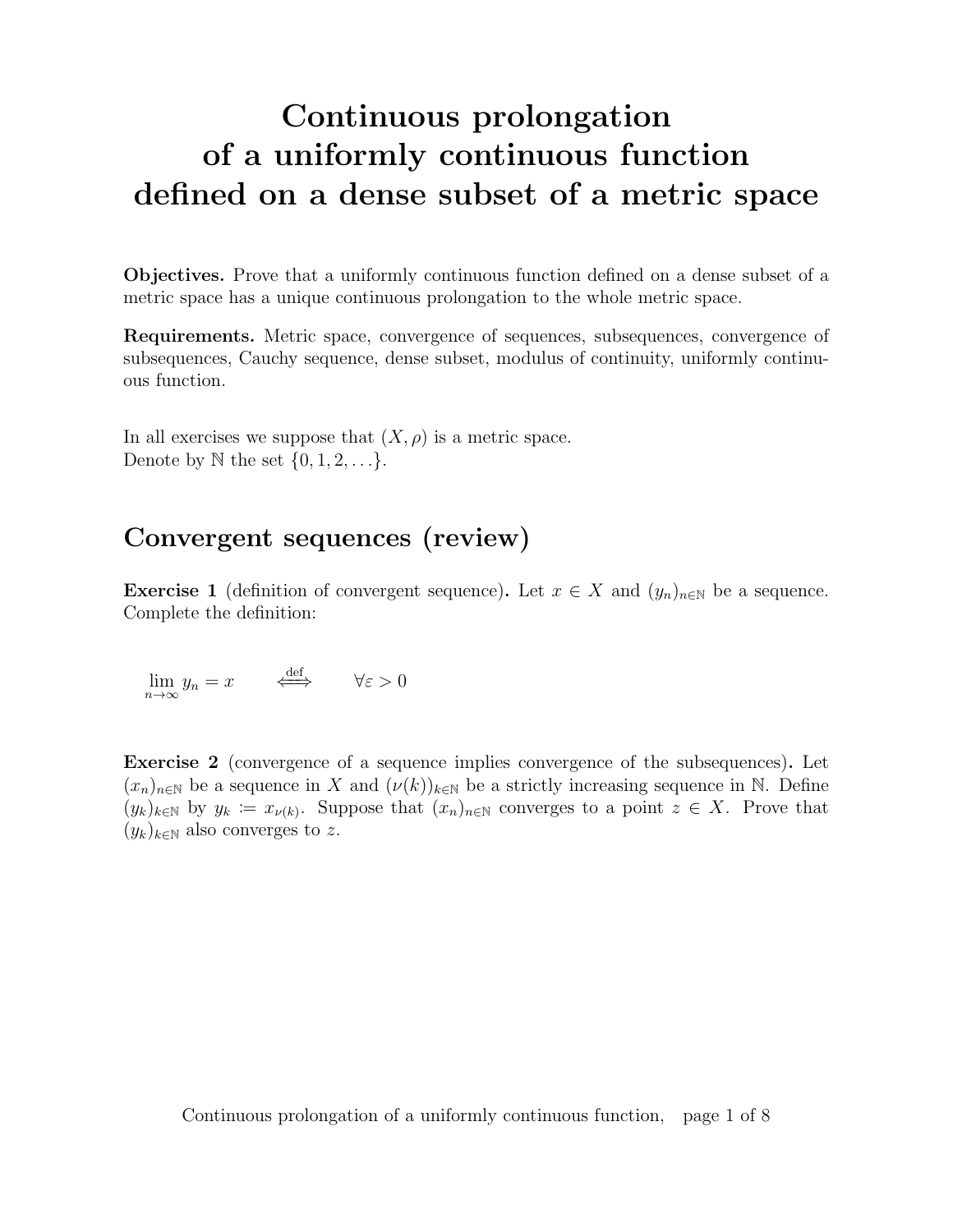# Continuous prolongation of a uniformly continuous function defined on a dense subset of a metric space

**Objectives.** Prove that a uniformly continuous function defined on a dense subset of a metric space has a unique continuous prolongation to the whole metric space.

**Requirements.** Metric space, convergence of sequences, subsequences, convergence of subsequences, Cauchy sequence, dense subset, modulus of continuity, uniformly continuous function.

In all exercises we suppose that $(X, \rho)$ is a metric space.
Denote by $\mathbb{N}$ the set $\{0, 1, 2, \ldots\}$.

## Convergent sequences (review)

**Exercise 1** (definition of convergent sequence)**.** Let $x \in X$ and $(y_n)_{n\in\mathbb{N}}$ be a sequence. Complete the definition:

$$\lim_{n\to\infty} y_n = x \qquad \overset{\text{def}}{\iff} \qquad \forall \varepsilon > 0$$

**Exercise 2** (convergence of a sequence implies convergence of the subsequences)**.** Let $(x_n)_{n\in\mathbb{N}}$ be a sequence in $X$ and $(\nu(k))_{k\in\mathbb{N}}$ be a strictly increasing sequence in $\mathbb{N}$. Define $(y_k)_{k\in\mathbb{N}}$ by $y_k := x_{\nu(k)}$. Suppose that $(x_n)_{n\in\mathbb{N}}$ converges to a point $z \in X$. Prove that $(y_k)_{k\in\mathbb{N}}$ also converges to $z$.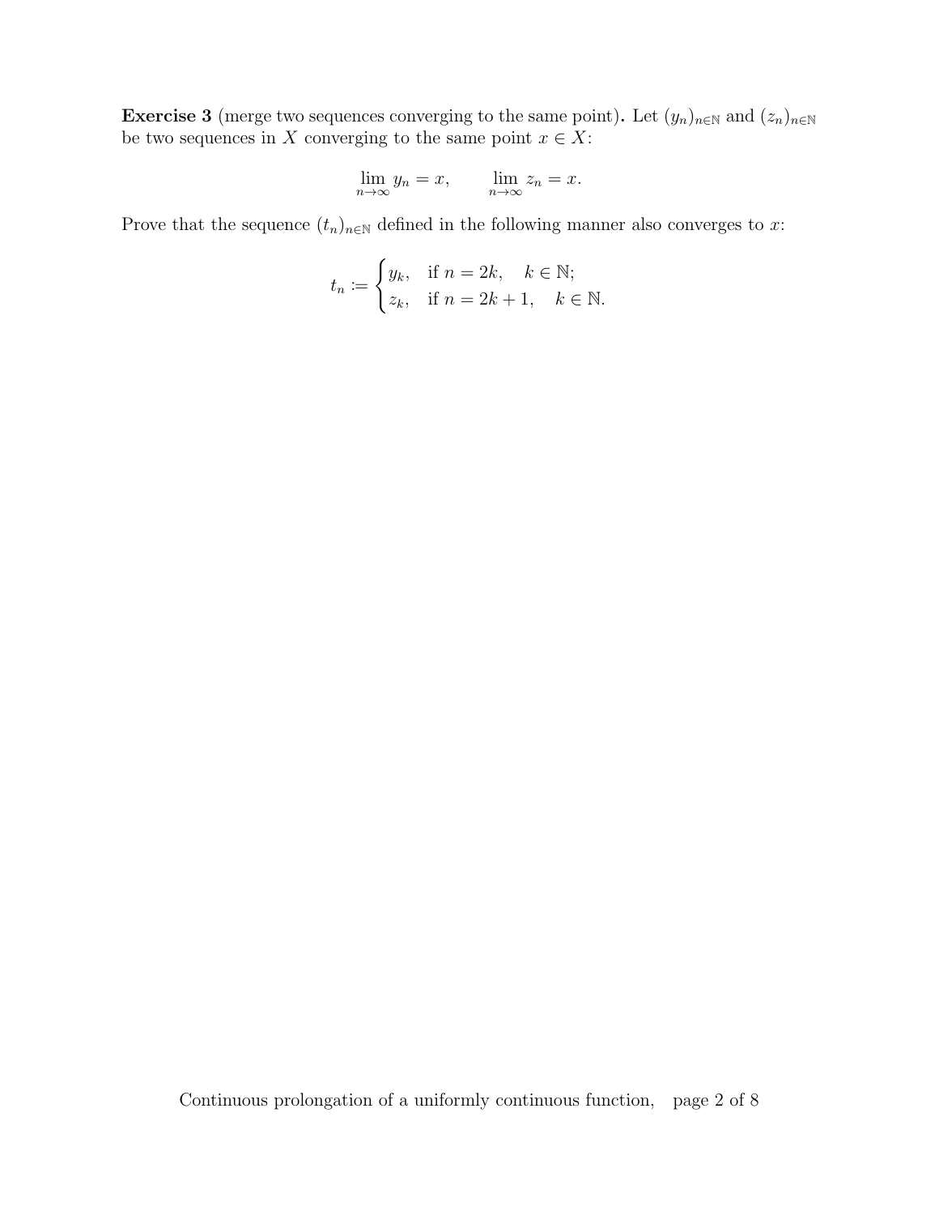**Exercise 3** (merge two sequences converging to the same point)**.** Let $(y_n)_{n\in\mathbb{N}}$ and $(z_n)_{n\in\mathbb{N}}$ be two sequences in $X$ converging to the same point $x \in X$:

$$\lim_{n\to\infty} y_n = x, \qquad \lim_{n\to\infty} z_n = x.$$

Prove that the sequence $(t_n)_{n\in\mathbb{N}}$ defined in the following manner also converges to $x$:

$$t_n := \begin{cases} y_k, & \text{if } n = 2k, \quad k \in \mathbb{N}; \\ z_k, & \text{if } n = 2k+1, \quad k \in \mathbb{N}. \end{cases}$$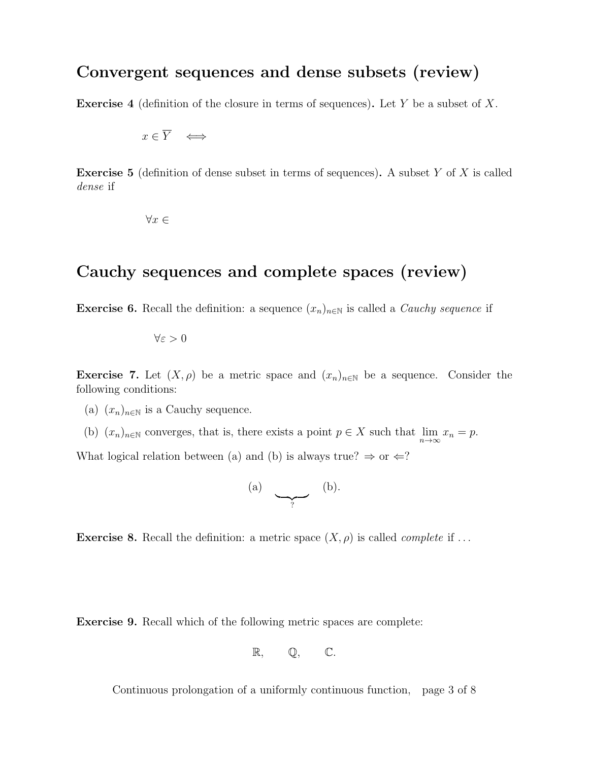## Convergent sequences and dense subsets (review)

**Exercise 4** (definition of the closure in terms of sequences)**.** Let $Y$ be a subset of $X$.

$$x \in \overline{Y} \quad \Longleftrightarrow$$

**Exercise 5** (definition of dense subset in terms of sequences)**.** A subset $Y$ of $X$ is called *dense* if

$$\forall x \in$$

## Cauchy sequences and complete spaces (review)

**Exercise 6.** Recall the definition: a sequence $(x_n)_{n\in\mathbb{N}}$ is called a *Cauchy sequence* if

$$\forall \varepsilon > 0$$

**Exercise 7.** Let $(X, \rho)$ be a metric space and $(x_n)_{n\in\mathbb{N}}$ be a sequence. Consider the following conditions:

(a) $(x_n)_{n\in\mathbb{N}}$ is a Cauchy sequence.

(b) $(x_n)_{n\in\mathbb{N}}$ converges, that is, there exists a point $p \in X$ such that $\lim\limits_{n\to\infty} x_n = p$.

What logical relation between (a) and (b) is always true? $\Rightarrow$ or $\Leftarrow$?

$$\text{(a)} \quad \underbrace{\qquad\quad}_{?} \quad \text{(b)}.$$

**Exercise 8.** Recall the definition: a metric space $(X, \rho)$ is called *complete* if ...

**Exercise 9.** Recall which of the following metric spaces are complete:

$$\mathbb{R}, \qquad \mathbb{Q}, \qquad \mathbb{C}.$$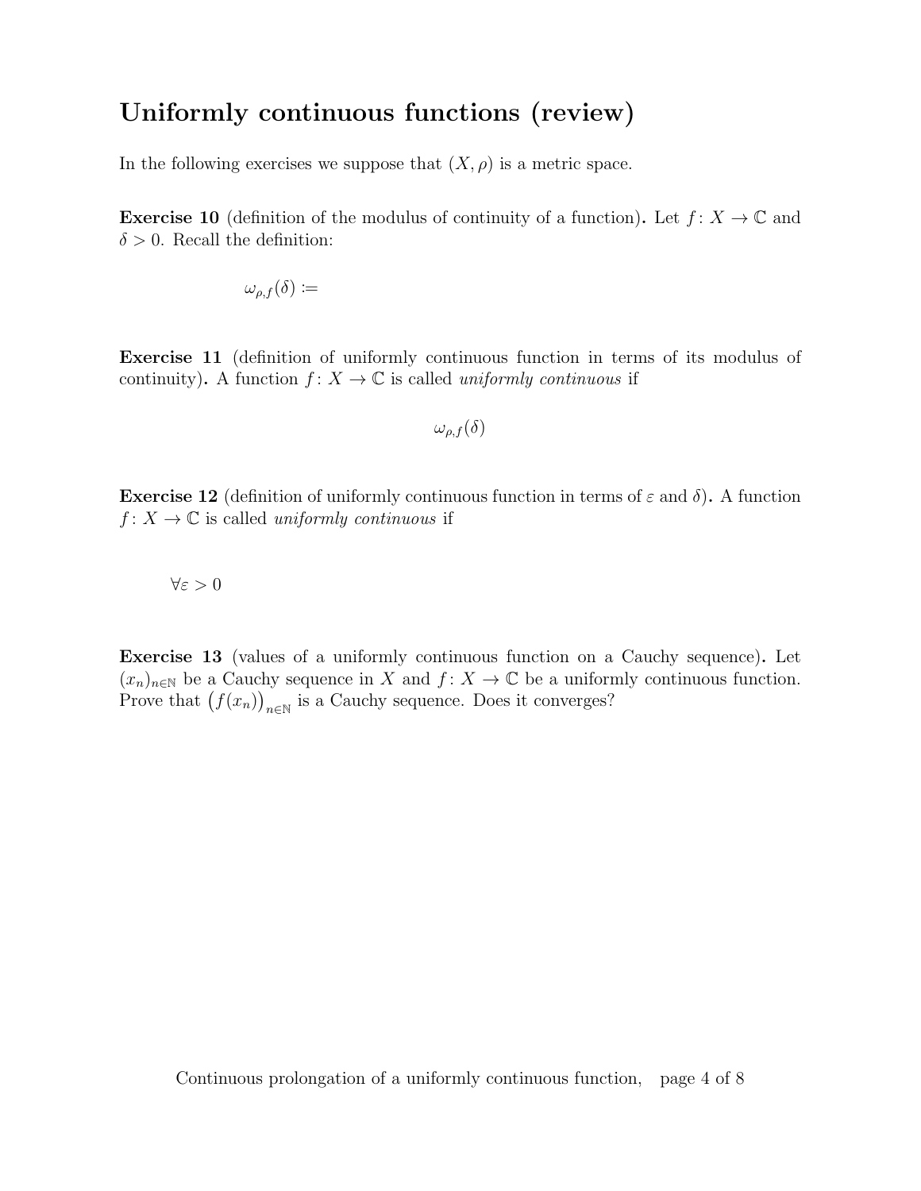## Uniformly continuous functions (review)

In the following exercises we suppose that $(X, \rho)$ is a metric space.

**Exercise 10** (definition of the modulus of continuity of a function)**.** Let $f\colon X \to \mathbb{C}$ and $\delta > 0$. Recall the definition:

$$\omega_{\rho,f}(\delta) :=$$

**Exercise 11** (definition of uniformly continuous function in terms of its modulus of continuity)**.** A function $f\colon X \to \mathbb{C}$ is called *uniformly continuous* if

$$\omega_{\rho,f}(\delta)$$

**Exercise 12** (definition of uniformly continuous function in terms of $\varepsilon$ and $\delta$)**.** A function $f\colon X \to \mathbb{C}$ is called *uniformly continuous* if

$$\forall \varepsilon > 0$$

**Exercise 13** (values of a uniformly continuous function on a Cauchy sequence)**.** Let $(x_n)_{n\in\mathbb{N}}$ be a Cauchy sequence in $X$ and $f\colon X \to \mathbb{C}$ be a uniformly continuous function. Prove that $\big(f(x_n)\big)_{n\in\mathbb{N}}$ is a Cauchy sequence. Does it converges?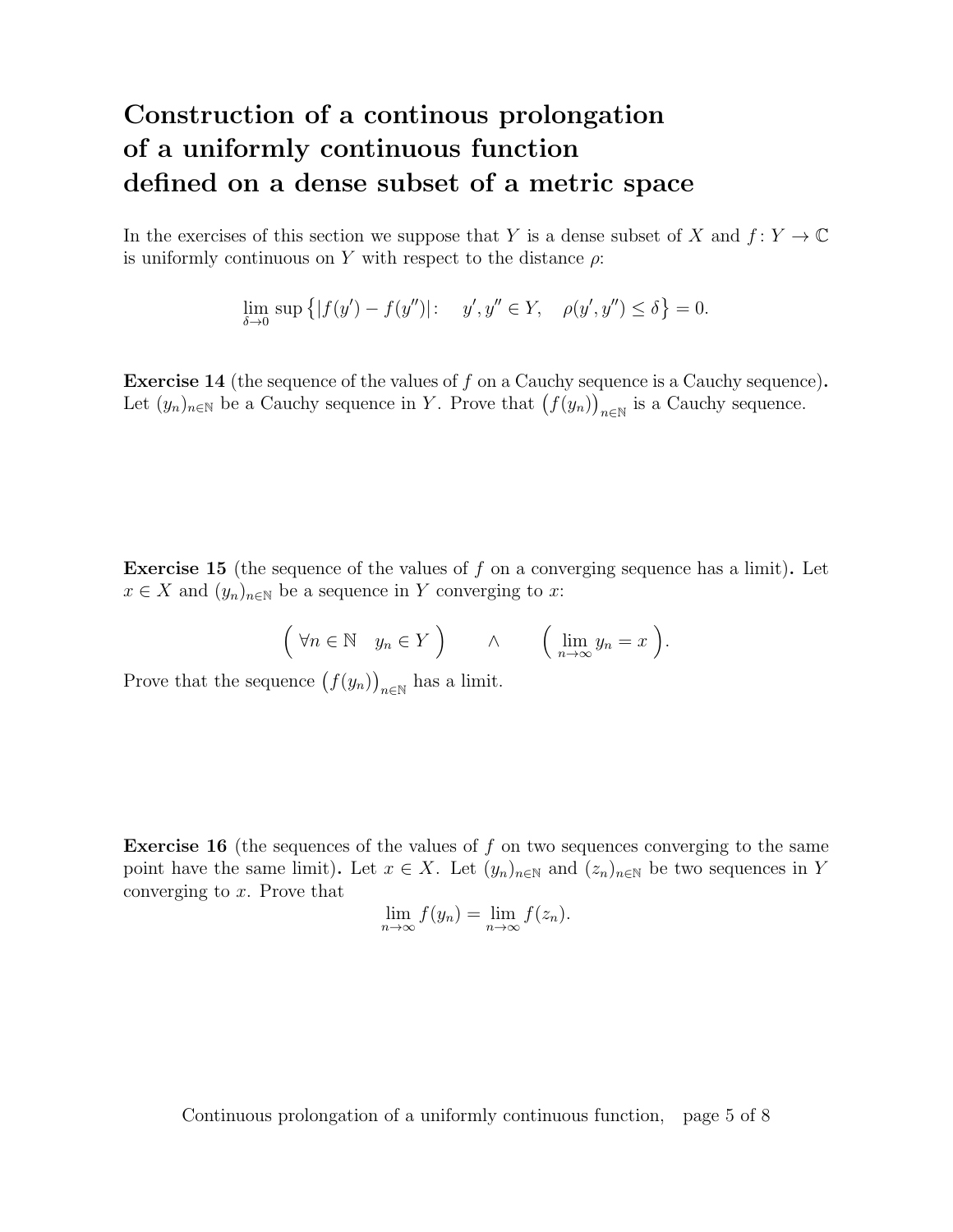# Construction of a continous prolongation of a uniformly continuous function defined on a dense subset of a metric space

In the exercises of this section we suppose that $Y$ is a dense subset of $X$ and $f\colon Y \to \mathbb{C}$ is uniformly continuous on $Y$ with respect to the distance $\rho$:

$$\lim_{\delta \to 0} \sup \bigl\{ |f(y') - f(y'')| : \quad y', y'' \in Y, \quad \rho(y', y'') \le \delta \bigr\} = 0.$$

**Exercise 14** (the sequence of the values of $f$ on a Cauchy sequence is a Cauchy sequence)**.** Let $(y_n)_{n\in\mathbb{N}}$ be a Cauchy sequence in $Y$. Prove that $\bigl(f(y_n)\bigr)_{n\in\mathbb{N}}$ is a Cauchy sequence.

**Exercise 15** (the sequence of the values of $f$ on a converging sequence has a limit)**.** Let $x \in X$ and $(y_n)_{n\in\mathbb{N}}$ be a sequence in $Y$ converging to $x$:

$$\Bigl( \ \forall n \in \mathbb{N} \quad y_n \in Y \ \Bigr) \qquad \wedge \qquad \Bigl( \ \lim_{n\to\infty} y_n = x \ \Bigr).$$

Prove that the sequence $\bigl(f(y_n)\bigr)_{n\in\mathbb{N}}$ has a limit.

**Exercise 16** (the sequences of the values of $f$ on two sequences converging to the same point have the same limit)**.** Let $x \in X$. Let $(y_n)_{n\in\mathbb{N}}$ and $(z_n)_{n\in\mathbb{N}}$ be two sequences in $Y$ converging to $x$. Prove that

$$\lim_{n\to\infty} f(y_n) = \lim_{n\to\infty} f(z_n).$$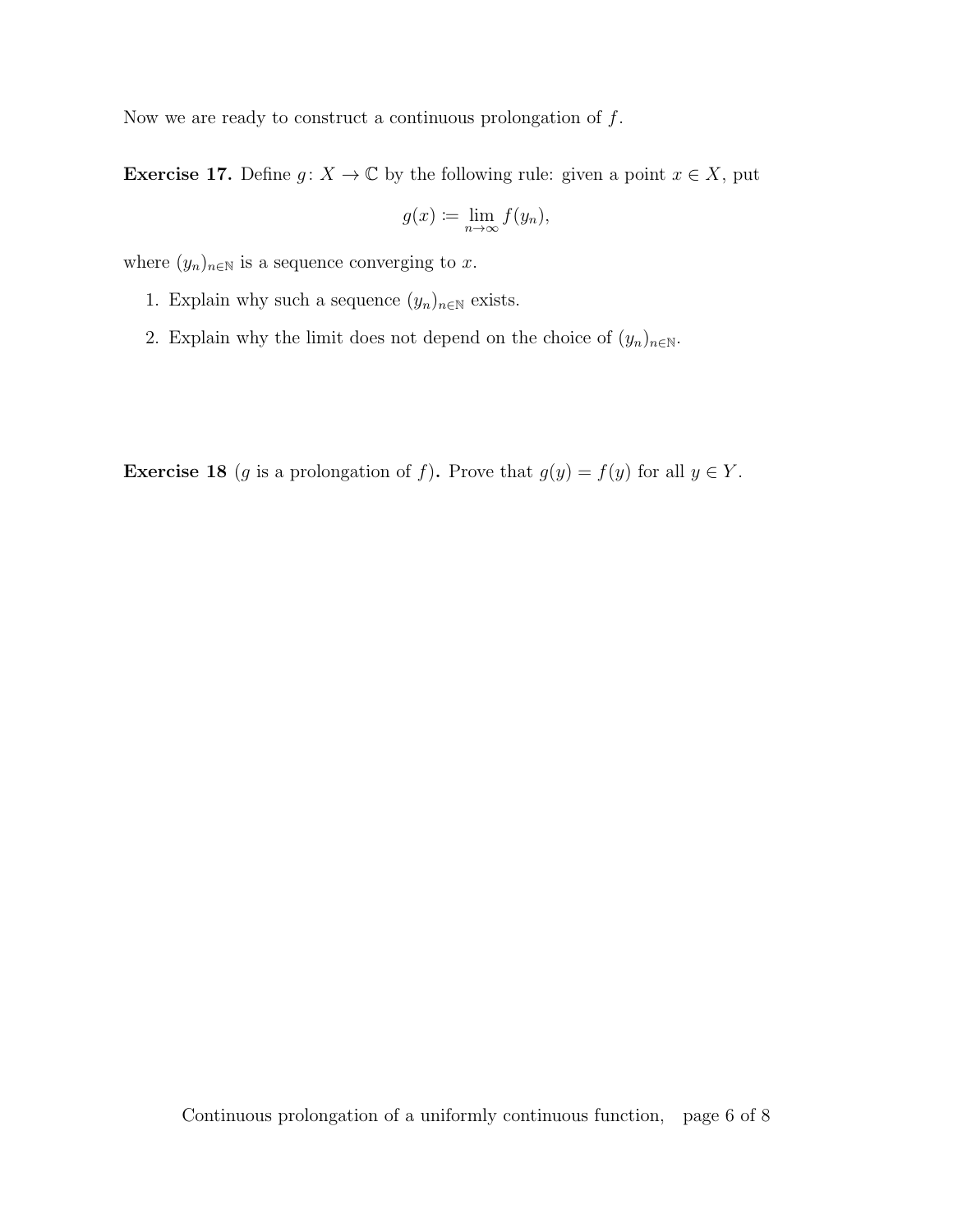Now we are ready to construct a continuous prolongation of $f$.

**Exercise 17.** Define $g\colon X \to \mathbb{C}$ by the following rule: given a point $x \in X$, put

$$g(x) \coloneqq \lim_{n\to\infty} f(y_n),$$

where $(y_n)_{n\in\mathbb{N}}$ is a sequence converging to $x$.

1. Explain why such a sequence $(y_n)_{n\in\mathbb{N}}$ exists.
2. Explain why the limit does not depend on the choice of $(y_n)_{n\in\mathbb{N}}$.

**Exercise 18** ($g$ is a prolongation of $f$)**.** Prove that $g(y) = f(y)$ for all $y \in Y$.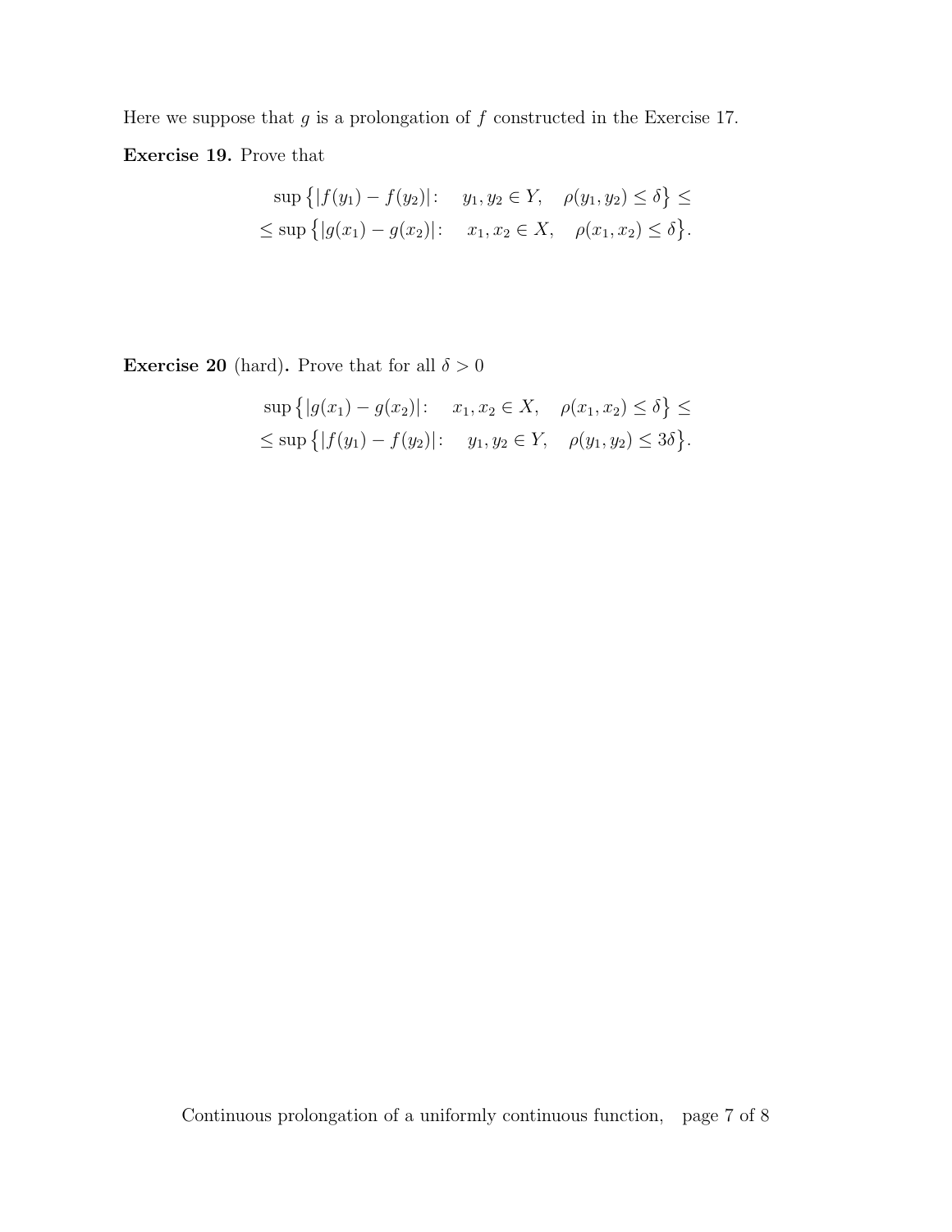Here we suppose that $g$ is a prolongation of $f$ constructed in the Exercise 17.

**Exercise 19.** Prove that

$$\sup\{|f(y_1)-f(y_2)|: \quad y_1,y_2\in Y, \quad \rho(y_1,y_2)\le\delta\}\le$$
$$\le\sup\{|g(x_1)-g(x_2)|: \quad x_1,x_2\in X, \quad \rho(x_1,x_2)\le\delta\}.$$

**Exercise 20** (hard)**.** Prove that for all $\delta>0$

$$\sup\{|g(x_1)-g(x_2)|: \quad x_1,x_2\in X, \quad \rho(x_1,x_2)\le\delta\}\le$$
$$\le\sup\{|f(y_1)-f(y_2)|: \quad y_1,y_2\in Y, \quad \rho(y_1,y_2)\le 3\delta\}.$$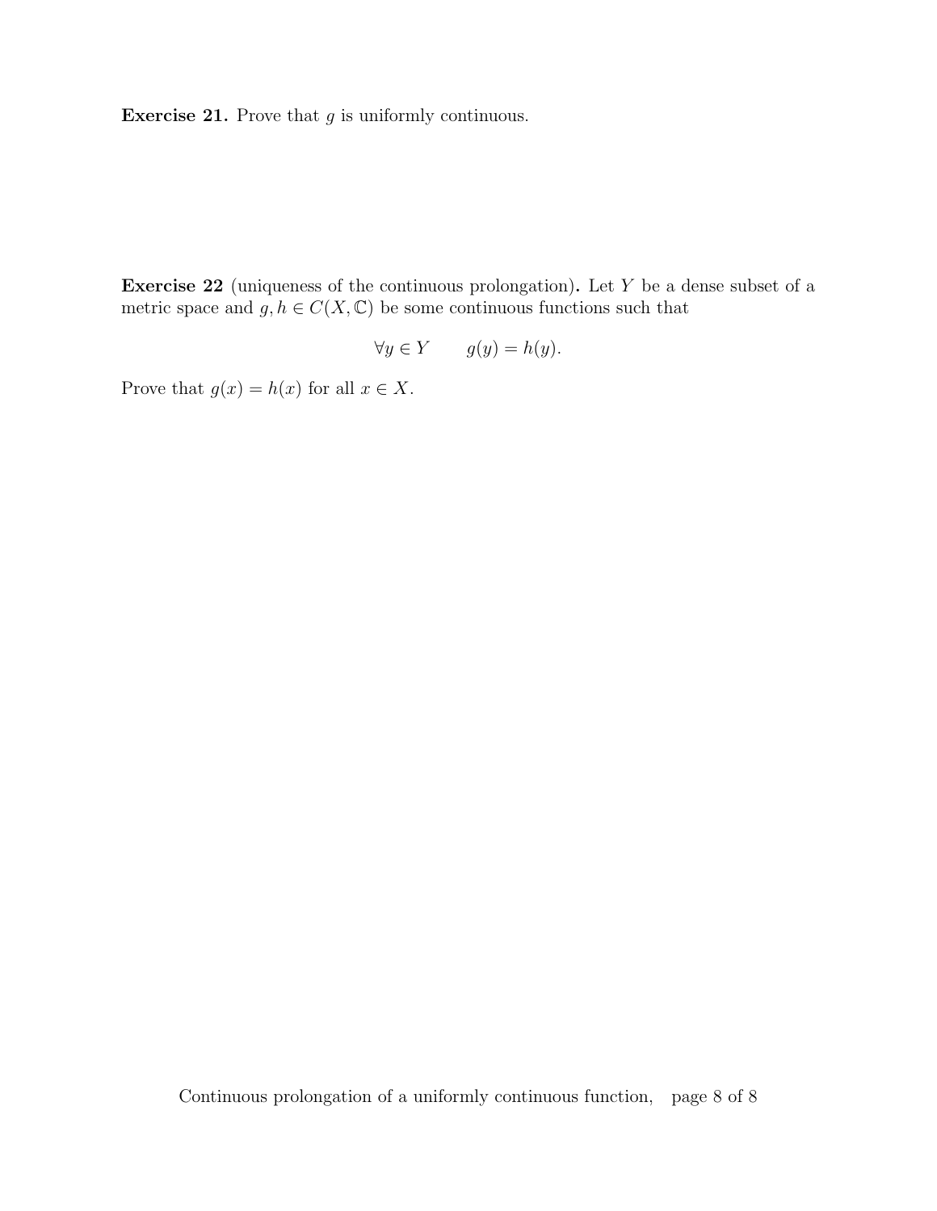**Exercise 21.** Prove that $g$ is uniformly continuous.

**Exercise 22** (uniqueness of the continuous prolongation)**.** Let $Y$ be a dense subset of a metric space and $g, h \in C(X, \mathbb{C})$ be some continuous functions such that

$$\forall y \in Y \qquad g(y) = h(y).$$

Prove that $g(x) = h(x)$ for all $x \in X$.